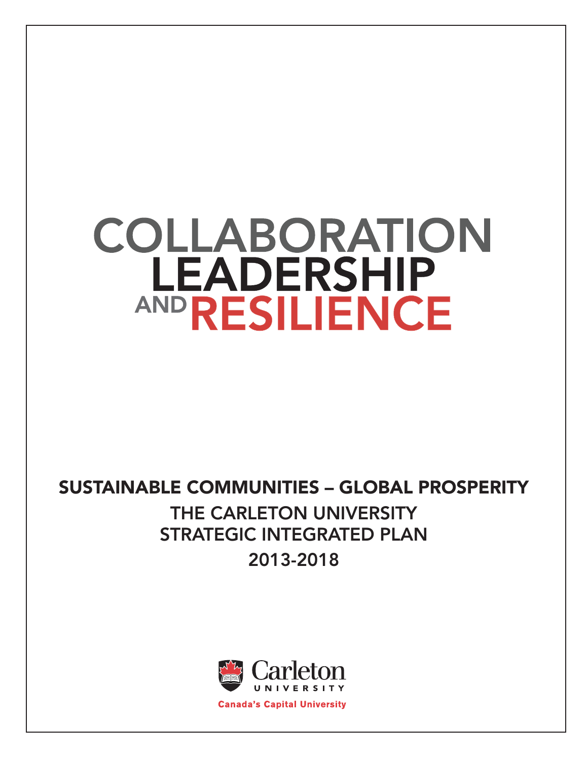# COLLABORATION LEADERSHIP AND RESILIENCE

## SUSTAINABLE COMMUNITIES – GLOBAL PROSPERITY

THE CARLETON UNIVERSITY
STRATEGIC INTEGRATED PLAN
2013-2018

Carleton UNIVERSITY

Canada's Capital University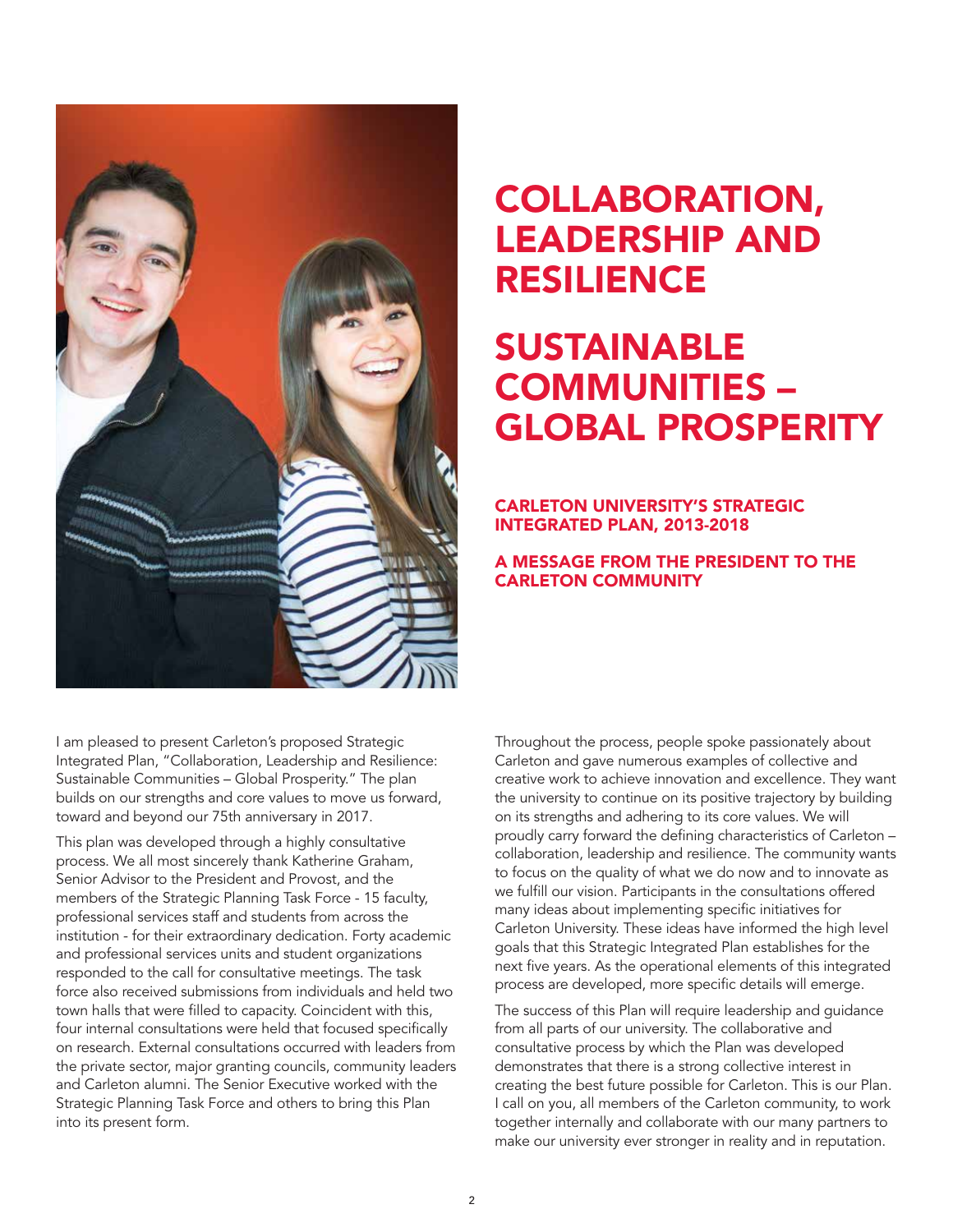# COLLABORATION, LEADERSHIP AND RESILIENCE

# SUSTAINABLE COMMUNITIES – GLOBAL PROSPERITY

## CARLETON UNIVERSITY'S STRATEGIC INTEGRATED PLAN, 2013-2018

## A MESSAGE FROM THE PRESIDENT TO THE CARLETON COMMUNITY

I am pleased to present Carleton's proposed Strategic Integrated Plan, "Collaboration, Leadership and Resilience: Sustainable Communities – Global Prosperity." The plan builds on our strengths and core values to move us forward, toward and beyond our 75th anniversary in 2017.

This plan was developed through a highly consultative process. We all most sincerely thank Katherine Graham, Senior Advisor to the President and Provost, and the members of the Strategic Planning Task Force - 15 faculty, professional services staff and students from across the institution - for their extraordinary dedication. Forty academic and professional services units and student organizations responded to the call for consultative meetings. The task force also received submissions from individuals and held two town halls that were filled to capacity. Coincident with this, four internal consultations were held that focused specifically on research. External consultations occurred with leaders from the private sector, major granting councils, community leaders and Carleton alumni. The Senior Executive worked with the Strategic Planning Task Force and others to bring this Plan into its present form.

Throughout the process, people spoke passionately about Carleton and gave numerous examples of collective and creative work to achieve innovation and excellence. They want the university to continue on its positive trajectory by building on its strengths and adhering to its core values. We will proudly carry forward the defining characteristics of Carleton – collaboration, leadership and resilience. The community wants to focus on the quality of what we do now and to innovate as we fulfill our vision. Participants in the consultations offered many ideas about implementing specific initiatives for Carleton University. These ideas have informed the high level goals that this Strategic Integrated Plan establishes for the next five years. As the operational elements of this integrated process are developed, more specific details will emerge.

The success of this Plan will require leadership and guidance from all parts of our university. The collaborative and consultative process by which the Plan was developed demonstrates that there is a strong collective interest in creating the best future possible for Carleton. This is our Plan. I call on you, all members of the Carleton community, to work together internally and collaborate with our many partners to make our university ever stronger in reality and in reputation.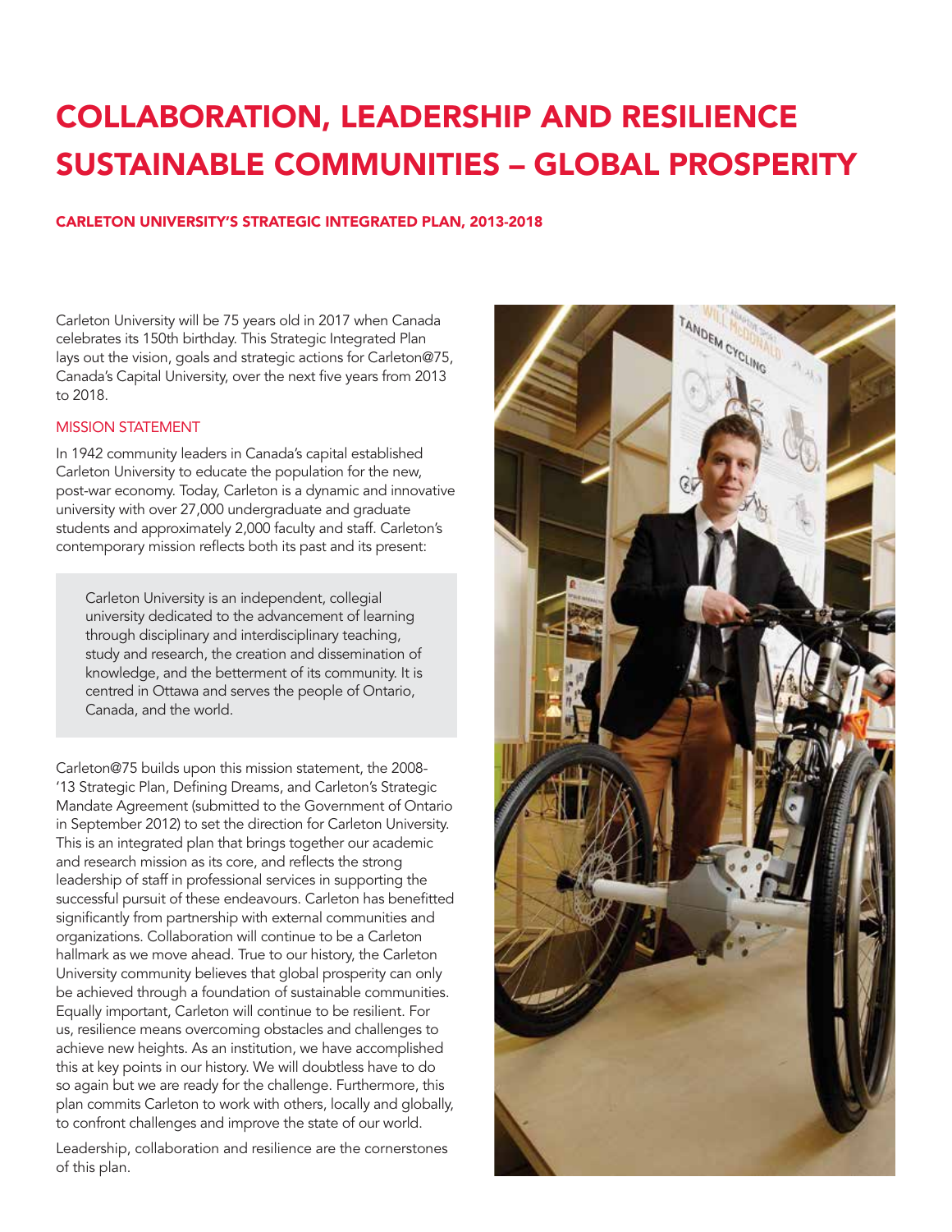# COLLABORATION, LEADERSHIP AND RESILIENCE SUSTAINABLE COMMUNITIES – GLOBAL PROSPERITY

### CARLETON UNIVERSITY'S STRATEGIC INTEGRATED PLAN, 2013-2018

Carleton University will be 75 years old in 2017 when Canada celebrates its 150th birthday. This Strategic Integrated Plan lays out the vision, goals and strategic actions for Carleton@75, Canada's Capital University, over the next five years from 2013 to 2018.

#### MISSION STATEMENT

In 1942 community leaders in Canada's capital established Carleton University to educate the population for the new, post-war economy. Today, Carleton is a dynamic and innovative university with over 27,000 undergraduate and graduate students and approximately 2,000 faculty and staff. Carleton's contemporary mission reflects both its past and its present:

> Carleton University is an independent, collegial university dedicated to the advancement of learning through disciplinary and interdisciplinary teaching, study and research, the creation and dissemination of knowledge, and the betterment of its community. It is centred in Ottawa and serves the people of Ontario, Canada, and the world.

Carleton@75 builds upon this mission statement, the 2008-'13 Strategic Plan, Defining Dreams, and Carleton's Strategic Mandate Agreement (submitted to the Government of Ontario in September 2012) to set the direction for Carleton University. This is an integrated plan that brings together our academic and research mission as its core, and reflects the strong leadership of staff in professional services in supporting the successful pursuit of these endeavours. Carleton has benefitted significantly from partnership with external communities and organizations. Collaboration will continue to be a Carleton hallmark as we move ahead. True to our history, the Carleton University community believes that global prosperity can only be achieved through a foundation of sustainable communities. Equally important, Carleton will continue to be resilient. For us, resilience means overcoming obstacles and challenges to achieve new heights. As an institution, we have accomplished this at key points in our history. We will doubtless have to do so again but we are ready for the challenge. Furthermore, this plan commits Carleton to work with others, locally and globally, to confront challenges and improve the state of our world.

Leadership, collaboration and resilience are the cornerstones of this plan.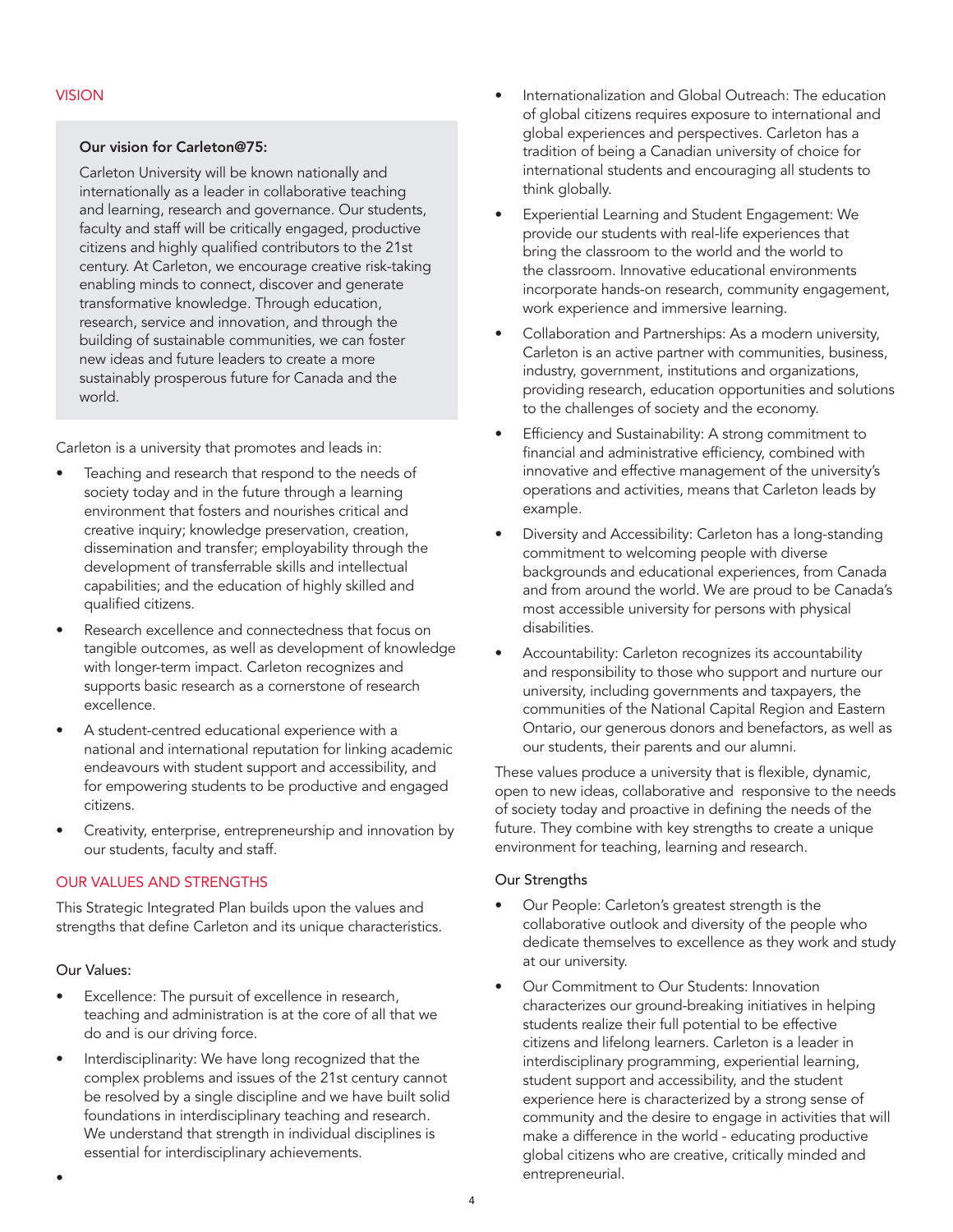## VISION

**Our vision for Carleton@75:**

Carleton University will be known nationally and internationally as a leader in collaborative teaching and learning, research and governance. Our students, faculty and staff will be critically engaged, productive citizens and highly qualified contributors to the 21st century. At Carleton, we encourage creative risk-taking enabling minds to connect, discover and generate transformative knowledge. Through education, research, service and innovation, and through the building of sustainable communities, we can foster new ideas and future leaders to create a more sustainably prosperous future for Canada and the world.

Carleton is a university that promotes and leads in:

- Teaching and research that respond to the needs of society today and in the future through a learning environment that fosters and nourishes critical and creative inquiry; knowledge preservation, creation, dissemination and transfer; employability through the development of transferrable skills and intellectual capabilities; and the education of highly skilled and qualified citizens.
- Research excellence and connectedness that focus on tangible outcomes, as well as development of knowledge with longer-term impact. Carleton recognizes and supports basic research as a cornerstone of research excellence.
- A student-centred educational experience with a national and international reputation for linking academic endeavours with student support and accessibility, and for empowering students to be productive and engaged citizens.
- Creativity, enterprise, entrepreneurship and innovation by our students, faculty and staff.

## OUR VALUES AND STRENGTHS

This Strategic Integrated Plan builds upon the values and strengths that define Carleton and its unique characteristics.

### Our Values:

- Excellence: The pursuit of excellence in research, teaching and administration is at the core of all that we do and is our driving force.
- Interdisciplinarity: We have long recognized that the complex problems and issues of the 21st century cannot be resolved by a single discipline and we have built solid foundations in interdisciplinary teaching and research. We understand that strength in individual disciplines is essential for interdisciplinary achievements.
- Internationalization and Global Outreach: The education of global citizens requires exposure to international and global experiences and perspectives. Carleton has a tradition of being a Canadian university of choice for international students and encouraging all students to think globally.
- Experiential Learning and Student Engagement: We provide our students with real-life experiences that bring the classroom to the world and the world to the classroom. Innovative educational environments incorporate hands-on research, community engagement, work experience and immersive learning.
- Collaboration and Partnerships: As a modern university, Carleton is an active partner with communities, business, industry, government, institutions and organizations, providing research, education opportunities and solutions to the challenges of society and the economy.
- Efficiency and Sustainability: A strong commitment to financial and administrative efficiency, combined with innovative and effective management of the university's operations and activities, means that Carleton leads by example.
- Diversity and Accessibility: Carleton has a long-standing commitment to welcoming people with diverse backgrounds and educational experiences, from Canada and from around the world. We are proud to be Canada's most accessible university for persons with physical disabilities.
- Accountability: Carleton recognizes its accountability and responsibility to those who support and nurture our university, including governments and taxpayers, the communities of the National Capital Region and Eastern Ontario, our generous donors and benefactors, as well as our students, their parents and our alumni.

These values produce a university that is flexible, dynamic, open to new ideas, collaborative and responsive to the needs of society today and proactive in defining the needs of the future. They combine with key strengths to create a unique environment for teaching, learning and research.

### Our Strengths

- Our People: Carleton's greatest strength is the collaborative outlook and diversity of the people who dedicate themselves to excellence as they work and study at our university.
- Our Commitment to Our Students: Innovation characterizes our ground-breaking initiatives in helping students realize their full potential to be effective citizens and lifelong learners. Carleton is a leader in interdisciplinary programming, experiential learning, student support and accessibility, and the student experience here is characterized by a strong sense of community and the desire to engage in activities that will make a difference in the world - educating productive global citizens who are creative, critically minded and entrepreneurial.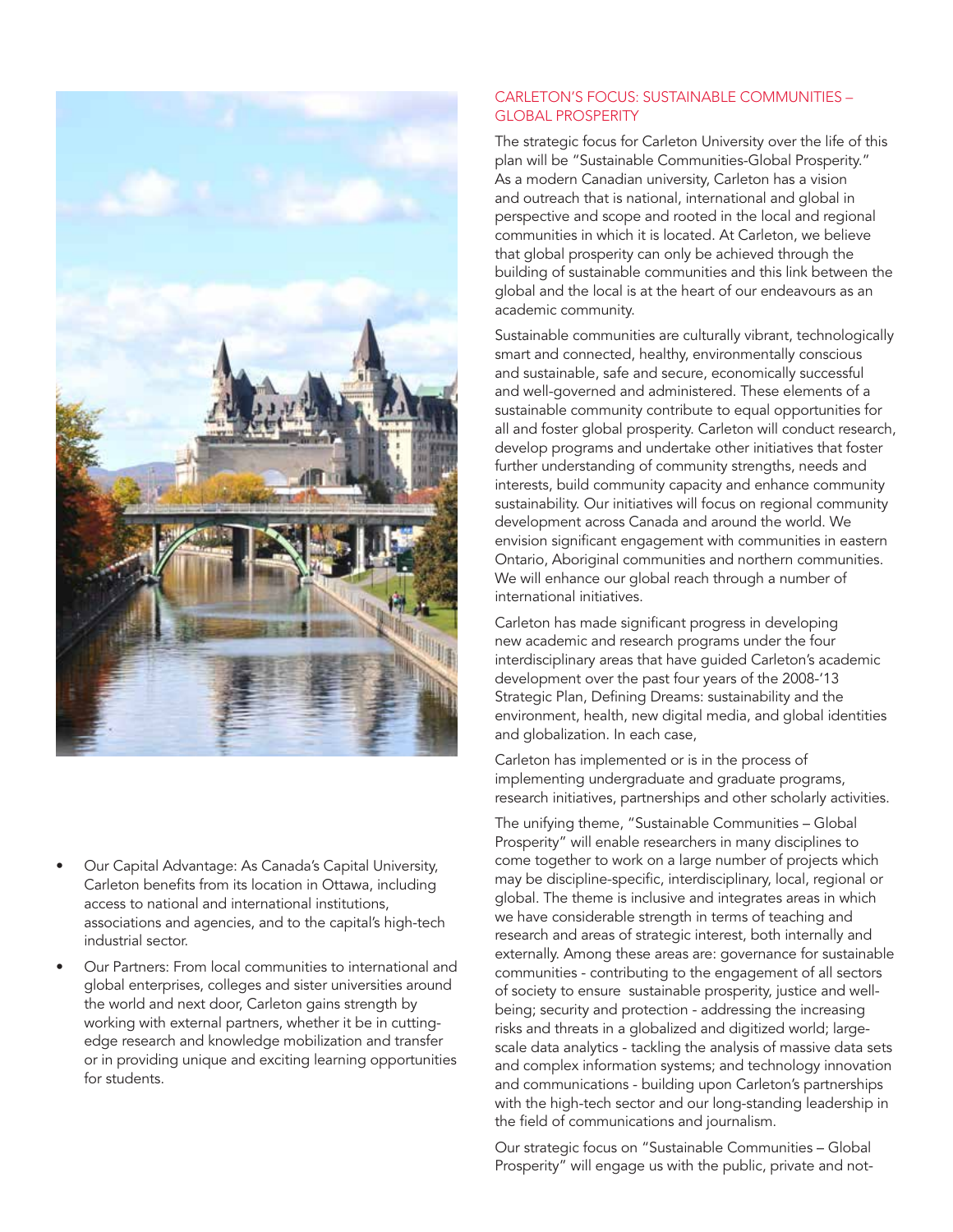- Our Capital Advantage: As Canada's Capital University, Carleton benefits from its location in Ottawa, including access to national and international institutions, associations and agencies, and to the capital's high-tech industrial sector.
- Our Partners: From local communities to international and global enterprises, colleges and sister universities around the world and next door, Carleton gains strength by working with external partners, whether it be in cutting-edge research and knowledge mobilization and transfer or in providing unique and exciting learning opportunities for students.

## CARLETON'S FOCUS: SUSTAINABLE COMMUNITIES – GLOBAL PROSPERITY

The strategic focus for Carleton University over the life of this plan will be "Sustainable Communities-Global Prosperity." As a modern Canadian university, Carleton has a vision and outreach that is national, international and global in perspective and scope and rooted in the local and regional communities in which it is located. At Carleton, we believe that global prosperity can only be achieved through the building of sustainable communities and this link between the global and the local is at the heart of our endeavours as an academic community.

Sustainable communities are culturally vibrant, technologically smart and connected, healthy, environmentally conscious and sustainable, safe and secure, economically successful and well-governed and administered. These elements of a sustainable community contribute to equal opportunities for all and foster global prosperity. Carleton will conduct research, develop programs and undertake other initiatives that foster further understanding of community strengths, needs and interests, build community capacity and enhance community sustainability. Our initiatives will focus on regional community development across Canada and around the world. We envision significant engagement with communities in eastern Ontario, Aboriginal communities and northern communities. We will enhance our global reach through a number of international initiatives.

Carleton has made significant progress in developing new academic and research programs under the four interdisciplinary areas that have guided Carleton's academic development over the past four years of the 2008-'13 Strategic Plan, Defining Dreams: sustainability and the environment, health, new digital media, and global identities and globalization. In each case,

Carleton has implemented or is in the process of implementing undergraduate and graduate programs, research initiatives, partnerships and other scholarly activities.

The unifying theme, "Sustainable Communities – Global Prosperity" will enable researchers in many disciplines to come together to work on a large number of projects which may be discipline-specific, interdisciplinary, local, regional or global. The theme is inclusive and integrates areas in which we have considerable strength in terms of teaching and research and areas of strategic interest, both internally and externally. Among these areas are: governance for sustainable communities - contributing to the engagement of all sectors of society to ensure sustainable prosperity, justice and well-being; security and protection - addressing the increasing risks and threats in a globalized and digitized world; large-scale data analytics - tackling the analysis of massive data sets and complex information systems; and technology innovation and communications - building upon Carleton's partnerships with the high-tech sector and our long-standing leadership in the field of communications and journalism.

Our strategic focus on "Sustainable Communities – Global Prosperity" will engage us with the public, private and not-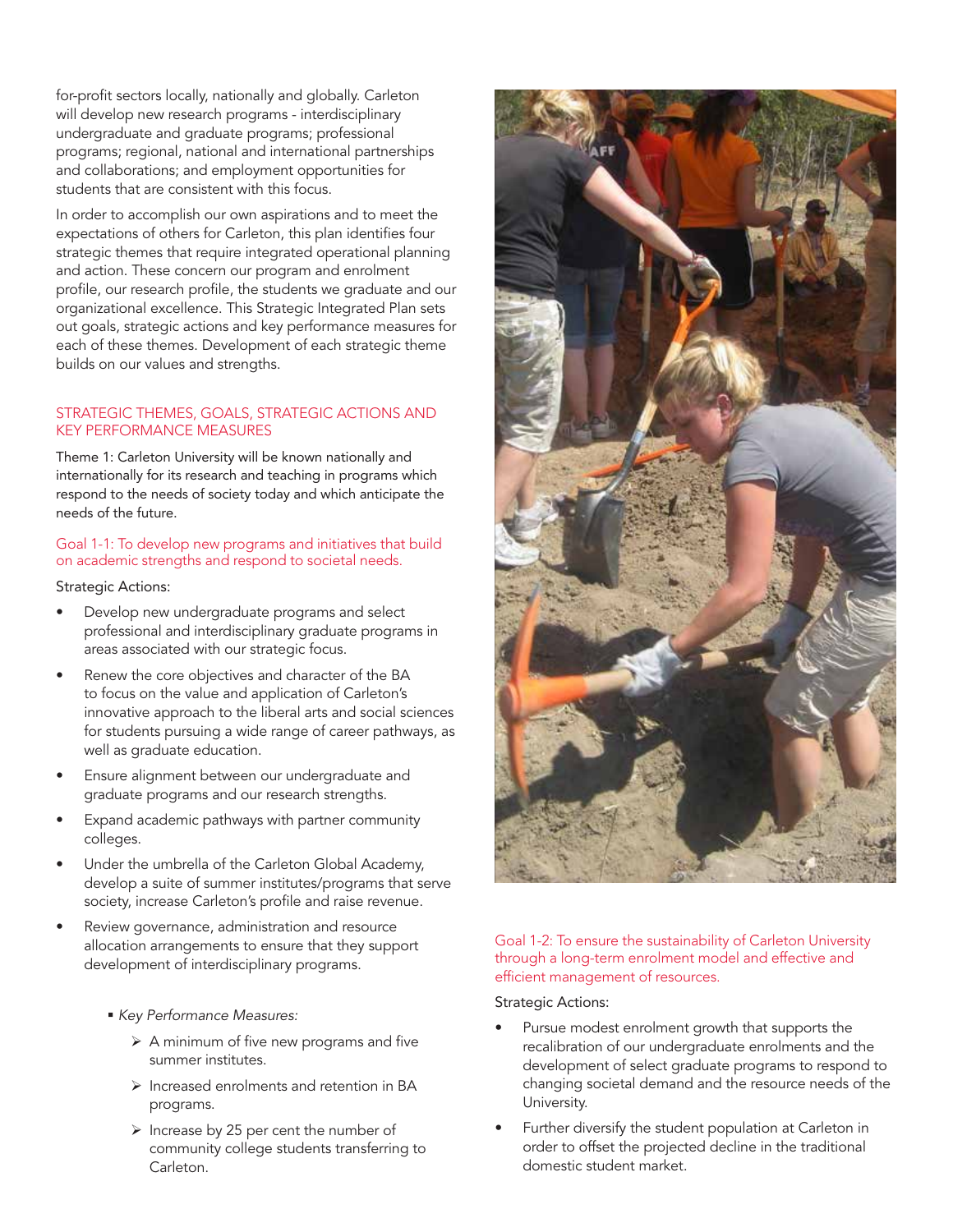for-profit sectors locally, nationally and globally. Carleton will develop new research programs - interdisciplinary undergraduate and graduate programs; professional programs; regional, national and international partnerships and collaborations; and employment opportunities for students that are consistent with this focus.

In order to accomplish our own aspirations and to meet the expectations of others for Carleton, this plan identifies four strategic themes that require integrated operational planning and action. These concern our program and enrolment profile, our research profile, the students we graduate and our organizational excellence. This Strategic Integrated Plan sets out goals, strategic actions and key performance measures for each of these themes. Development of each strategic theme builds on our values and strengths.

## STRATEGIC THEMES, GOALS, STRATEGIC ACTIONS AND KEY PERFORMANCE MEASURES

Theme 1: Carleton University will be known nationally and internationally for its research and teaching in programs which respond to the needs of society today and which anticipate the needs of the future.

### Goal 1-1: To develop new programs and initiatives that build on academic strengths and respond to societal needs.

Strategic Actions:

- Develop new undergraduate programs and select professional and interdisciplinary graduate programs in areas associated with our strategic focus.
- Renew the core objectives and character of the BA to focus on the value and application of Carleton's innovative approach to the liberal arts and social sciences for students pursuing a wide range of career pathways, as well as graduate education.
- Ensure alignment between our undergraduate and graduate programs and our research strengths.
- Expand academic pathways with partner community colleges.
- Under the umbrella of the Carleton Global Academy, develop a suite of summer institutes/programs that serve society, increase Carleton's profile and raise revenue.
- Review governance, administration and resource allocation arrangements to ensure that they support development of interdisciplinary programs.

    - *Key Performance Measures:*
        - A minimum of five new programs and five summer institutes.
        - Increased enrolments and retention in BA programs.
        - Increase by 25 per cent the number of community college students transferring to Carleton.

### Goal 1-2: To ensure the sustainability of Carleton University through a long-term enrolment model and effective and efficient management of resources.

Strategic Actions:

- Pursue modest enrolment growth that supports the recalibration of our undergraduate enrolments and the development of select graduate programs to respond to changing societal demand and the resource needs of the University.
- Further diversify the student population at Carleton in order to offset the projected decline in the traditional domestic student market.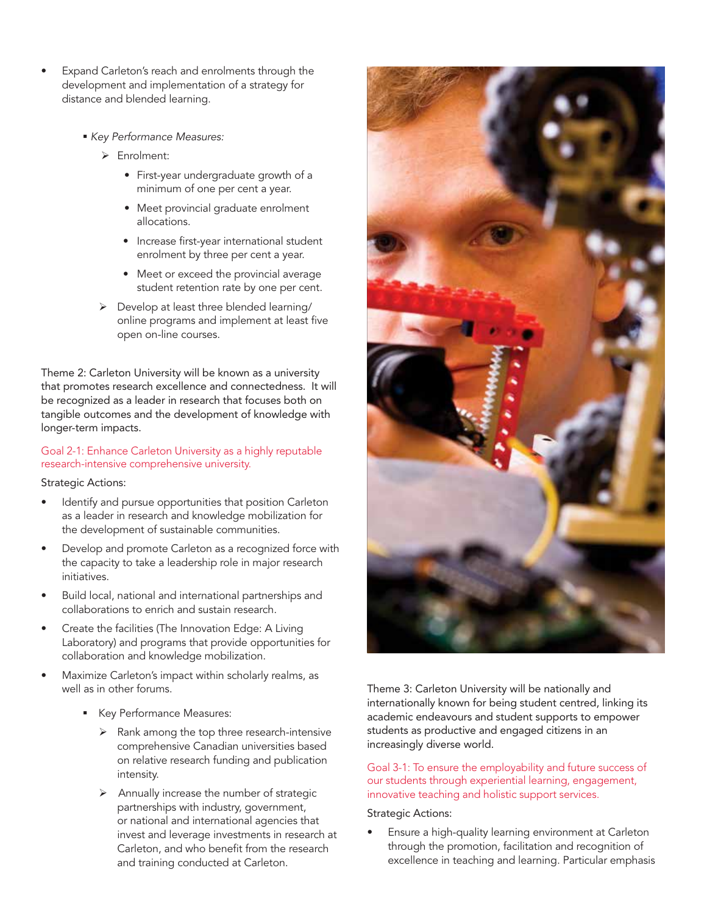- Expand Carleton's reach and enrolments through the development and implementation of a strategy for distance and blended learning.

  - *Key Performance Measures:*
    - Enrolment:
      - First-year undergraduate growth of a minimum of one per cent a year.
      - Meet provincial graduate enrolment allocations.
      - Increase first-year international student enrolment by three per cent a year.
      - Meet or exceed the provincial average student retention rate by one per cent.
    - Develop at least three blended learning/ online programs and implement at least five open on-line courses.

Theme 2: Carleton University will be known as a university that promotes research excellence and connectedness. It will be recognized as a leader in research that focuses both on tangible outcomes and the development of knowledge with longer-term impacts.

Goal 2-1: Enhance Carleton University as a highly reputable research-intensive comprehensive university.

Strategic Actions:

- Identify and pursue opportunities that position Carleton as a leader in research and knowledge mobilization for the development of sustainable communities.
- Develop and promote Carleton as a recognized force with the capacity to take a leadership role in major research initiatives.
- Build local, national and international partnerships and collaborations to enrich and sustain research.
- Create the facilities (The Innovation Edge: A Living Laboratory) and programs that provide opportunities for collaboration and knowledge mobilization.
- Maximize Carleton's impact within scholarly realms, as well as in other forums.

  - Key Performance Measures:
    - Rank among the top three research-intensive comprehensive Canadian universities based on relative research funding and publication intensity.
    - Annually increase the number of strategic partnerships with industry, government, or national and international agencies that invest and leverage investments in research at Carleton, and who benefit from the research and training conducted at Carleton.

Theme 3: Carleton University will be nationally and internationally known for being student centred, linking its academic endeavours and student supports to empower students as productive and engaged citizens in an increasingly diverse world.

Goal 3-1: To ensure the employability and future success of our students through experiential learning, engagement, innovative teaching and holistic support services.

Strategic Actions:

- Ensure a high-quality learning environment at Carleton through the promotion, facilitation and recognition of excellence in teaching and learning. Particular emphasis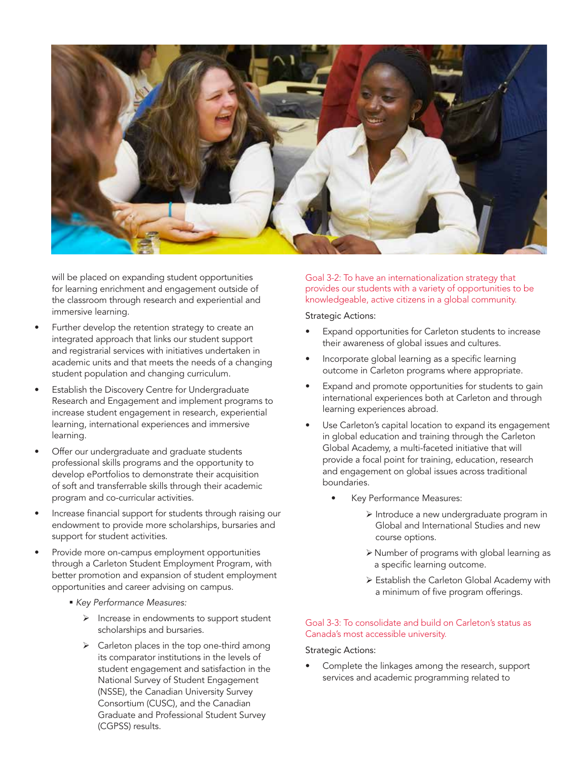will be placed on expanding student opportunities for learning enrichment and engagement outside of the classroom through research and experiential and immersive learning.

- Further develop the retention strategy to create an integrated approach that links our student support and registrarial services with initiatives undertaken in academic units and that meets the needs of a changing student population and changing curriculum.
- Establish the Discovery Centre for Undergraduate Research and Engagement and implement programs to increase student engagement in research, experiential learning, international experiences and immersive learning.
- Offer our undergraduate and graduate students professional skills programs and the opportunity to develop ePortfolios to demonstrate their acquisition of soft and transferrable skills through their academic program and co-curricular activities.
- Increase financial support for students through raising our endowment to provide more scholarships, bursaries and support for student activities.
- Provide more on-campus employment opportunities through a Carleton Student Employment Program, with better promotion and expansion of student employment opportunities and career advising on campus.
  - *Key Performance Measures:*
    - Increase in endowments to support student scholarships and bursaries.
    - Carleton places in the top one-third among its comparator institutions in the levels of student engagement and satisfaction in the National Survey of Student Engagement (NSSE), the Canadian University Survey Consortium (CUSC), and the Canadian Graduate and Professional Student Survey (CGPSS) results.

### Goal 3-2: To have an internationalization strategy that provides our students with a variety of opportunities to be knowledgeable, active citizens in a global community.

Strategic Actions:

- Expand opportunities for Carleton students to increase their awareness of global issues and cultures.
- Incorporate global learning as a specific learning outcome in Carleton programs where appropriate.
- Expand and promote opportunities for students to gain international experiences both at Carleton and through learning experiences abroad.
- Use Carleton's capital location to expand its engagement in global education and training through the Carleton Global Academy, a multi-faceted initiative that will provide a focal point for training, education, research and engagement on global issues across traditional boundaries.
  - Key Performance Measures:
    - Introduce a new undergraduate program in Global and International Studies and new course options.
    - Number of programs with global learning as a specific learning outcome.
    - Establish the Carleton Global Academy with a minimum of five program offerings.

### Goal 3-3: To consolidate and build on Carleton's status as Canada's most accessible university.

Strategic Actions:

- Complete the linkages among the research, support services and academic programming related to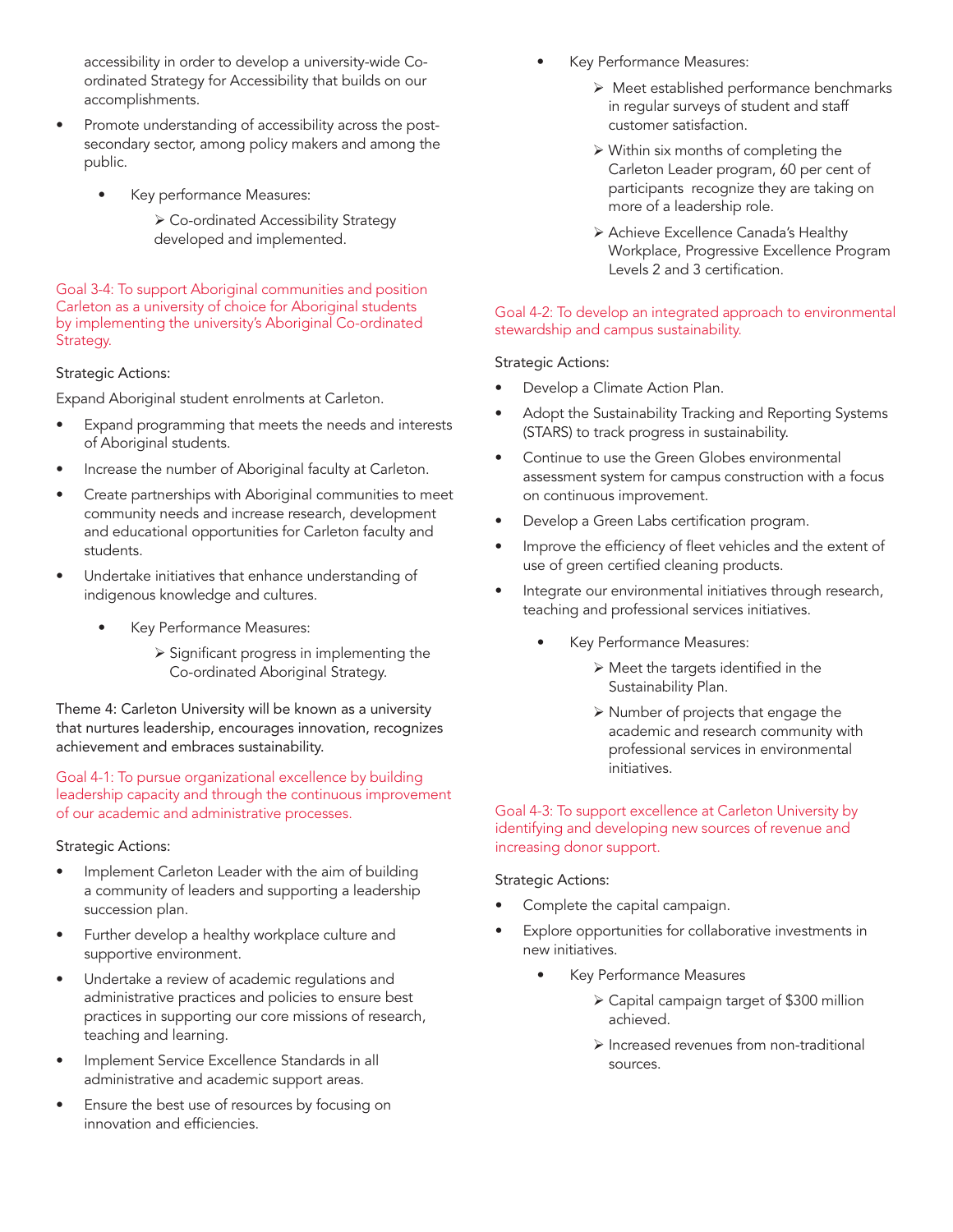accessibility in order to develop a university-wide Co-ordinated Strategy for Accessibility that builds on our accomplishments.

- Promote understanding of accessibility across the post-secondary sector, among policy makers and among the public.
  - Key performance Measures:
    - Co-ordinated Accessibility Strategy developed and implemented.

### Goal 3-4: To support Aboriginal communities and position Carleton as a university of choice for Aboriginal students by implementing the university's Aboriginal Co-ordinated Strategy.

Strategic Actions:

Expand Aboriginal student enrolments at Carleton.

- Expand programming that meets the needs and interests of Aboriginal students.
- Increase the number of Aboriginal faculty at Carleton.
- Create partnerships with Aboriginal communities to meet community needs and increase research, development and educational opportunities for Carleton faculty and students.
- Undertake initiatives that enhance understanding of indigenous knowledge and cultures.
  - Key Performance Measures:
    - Significant progress in implementing the Co-ordinated Aboriginal Strategy.

## Theme 4: Carleton University will be known as a university that nurtures leadership, encourages innovation, recognizes achievement and embraces sustainability.

### Goal 4-1: To pursue organizational excellence by building leadership capacity and through the continuous improvement of our academic and administrative processes.

Strategic Actions:

- Implement Carleton Leader with the aim of building a community of leaders and supporting a leadership succession plan.
- Further develop a healthy workplace culture and supportive environment.
- Undertake a review of academic regulations and administrative practices and policies to ensure best practices in supporting our core missions of research, teaching and learning.
- Implement Service Excellence Standards in all administrative and academic support areas.
- Ensure the best use of resources by focusing on innovation and efficiencies.
  - Key Performance Measures:
    - Meet established performance benchmarks in regular surveys of student and staff customer satisfaction.
    - Within six months of completing the Carleton Leader program, 60 per cent of participants recognize they are taking on more of a leadership role.
    - Achieve Excellence Canada's Healthy Workplace, Progressive Excellence Program Levels 2 and 3 certification.

### Goal 4-2: To develop an integrated approach to environmental stewardship and campus sustainability.

Strategic Actions:

- Develop a Climate Action Plan.
- Adopt the Sustainability Tracking and Reporting Systems (STARS) to track progress in sustainability.
- Continue to use the Green Globes environmental assessment system for campus construction with a focus on continuous improvement.
- Develop a Green Labs certification program.
- Improve the efficiency of fleet vehicles and the extent of use of green certified cleaning products.
- Integrate our environmental initiatives through research, teaching and professional services initiatives.
  - Key Performance Measures:
    - Meet the targets identified in the Sustainability Plan.
    - Number of projects that engage the academic and research community with professional services in environmental initiatives.

### Goal 4-3: To support excellence at Carleton University by identifying and developing new sources of revenue and increasing donor support.

Strategic Actions:

- Complete the capital campaign.
- Explore opportunities for collaborative investments in new initiatives.
  - Key Performance Measures
    - Capital campaign target of $300 million achieved.
    - Increased revenues from non-traditional sources.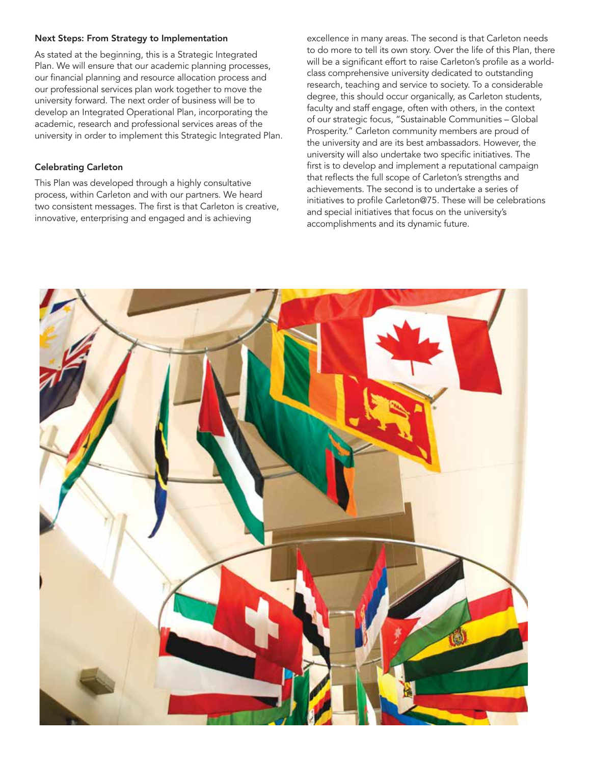### Next Steps: From Strategy to Implementation

As stated at the beginning, this is a Strategic Integrated Plan. We will ensure that our academic planning processes, our financial planning and resource allocation process and our professional services plan work together to move the university forward. The next order of business will be to develop an Integrated Operational Plan, incorporating the academic, research and professional services areas of the university in order to implement this Strategic Integrated Plan.

### Celebrating Carleton

This Plan was developed through a highly consultative process, within Carleton and with our partners. We heard two consistent messages. The first is that Carleton is creative, innovative, enterprising and engaged and is achieving excellence in many areas. The second is that Carleton needs to do more to tell its own story. Over the life of this Plan, there will be a significant effort to raise Carleton's profile as a world-class comprehensive university dedicated to outstanding research, teaching and service to society. To a considerable degree, this should occur organically, as Carleton students, faculty and staff engage, often with others, in the context of our strategic focus, "Sustainable Communities – Global Prosperity." Carleton community members are proud of the university and are its best ambassadors. However, the university will also undertake two specific initiatives. The first is to develop and implement a reputational campaign that reflects the full scope of Carleton's strengths and achievements. The second is to undertake a series of initiatives to profile Carleton@75. These will be celebrations and special initiatives that focus on the university's accomplishments and its dynamic future.